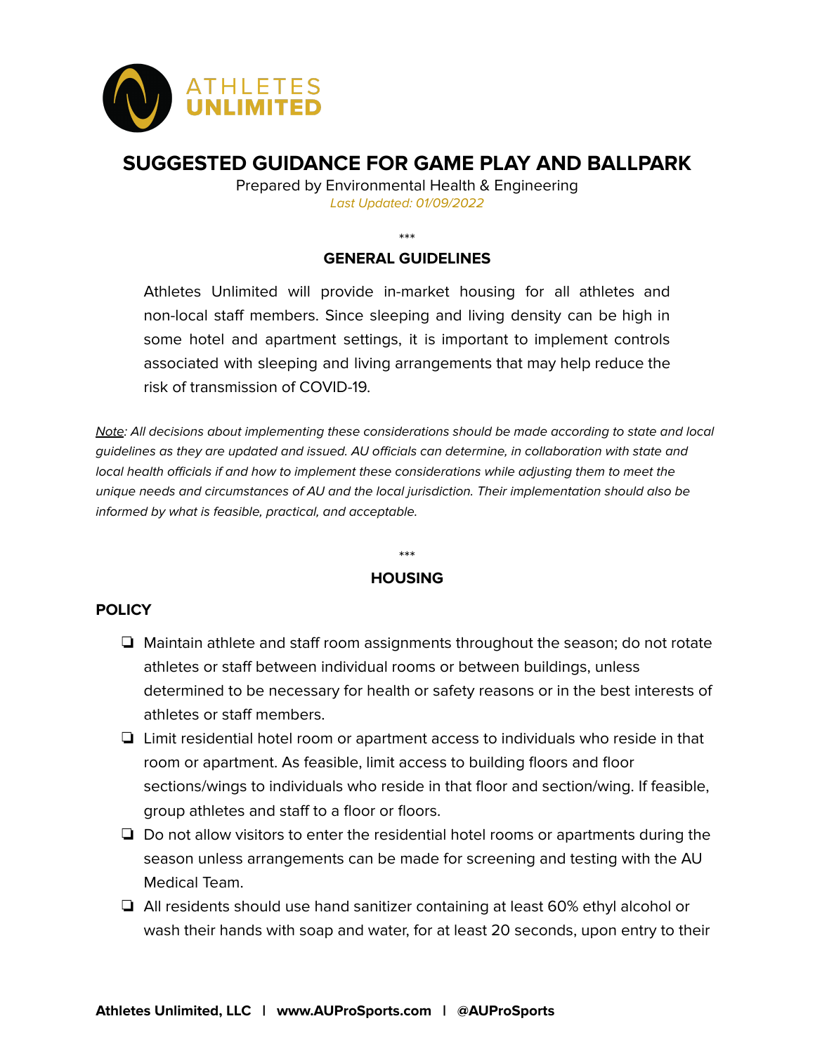# SUGGESTED GUIDANCE FOR GAME PLAY AND BALLPARK

Prepared by Environmental Health & Engineering

*Last Updated: 01/09/2022*

\*\*\*

## GENERAL GUIDELINES

Athletes Unlimited will provide in-market housing for all athletes and non-local staff members. Since sleeping and living density can be high in some hotel and apartment settings, it is important to implement controls associated with sleeping and living arrangements that may help reduce the risk of transmission of COVID-19.

*Note: All decisions about implementing these considerations should be made according to state and local guidelines as they are updated and issued. AU officials can determine, in collaboration with state and local health officials if and how to implement these considerations while adjusting them to meet the unique needs and circumstances of AU and the local jurisdiction. Their implementation should also be informed by what is feasible, practical, and acceptable.*

\*\*\*

## HOUSING

### POLICY

- ❏ Maintain athlete and staff room assignments throughout the season; do not rotate athletes or staff between individual rooms or between buildings, unless determined to be necessary for health or safety reasons or in the best interests of athletes or staff members.
- ❏ Limit residential hotel room or apartment access to individuals who reside in that room or apartment. As feasible, limit access to building floors and floor sections/wings to individuals who reside in that floor and section/wing. If feasible, group athletes and staff to a floor or floors.
- ❏ Do not allow visitors to enter the residential hotel rooms or apartments during the season unless arrangements can be made for screening and testing with the AU Medical Team.
- ❏ All residents should use hand sanitizer containing at least 60% ethyl alcohol or wash their hands with soap and water, for at least 20 seconds, upon entry to their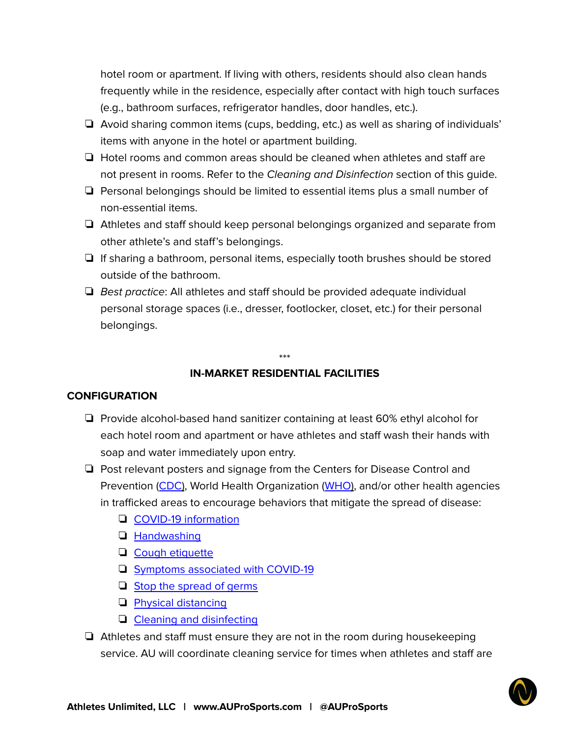hotel room or apartment. If living with others, residents should also clean hands frequently while in the residence, especially after contact with high touch surfaces (e.g., bathroom surfaces, refrigerator handles, door handles, etc.).

- Avoid sharing common items (cups, bedding, etc.) as well as sharing of individuals' items with anyone in the hotel or apartment building.
- Hotel rooms and common areas should be cleaned when athletes and staff are not present in rooms. Refer to the *Cleaning and Disinfection* section of this guide.
- Personal belongings should be limited to essential items plus a small number of non-essential items.
- Athletes and staff should keep personal belongings organized and separate from other athlete's and staff's belongings.
- If sharing a bathroom, personal items, especially tooth brushes should be stored outside of the bathroom.
- *Best practice*: All athletes and staff should be provided adequate individual personal storage spaces (i.e., dresser, footlocker, closet, etc.) for their personal belongings.

***

## IN-MARKET RESIDENTIAL FACILITIES

### CONFIGURATION

- Provide alcohol-based hand sanitizer containing at least 60% ethyl alcohol for each hotel room and apartment or have athletes and staff wash their hands with soap and water immediately upon entry.
- Post relevant posters and signage from the Centers for Disease Control and Prevention (CDC), World Health Organization (WHO), and/or other health agencies in trafficked areas to encourage behaviors that mitigate the spread of disease:
  - COVID-19 information
  - Handwashing
  - Cough etiquette
  - Symptoms associated with COVID-19
  - Stop the spread of germs
  - Physical distancing
  - Cleaning and disinfecting
- Athletes and staff must ensure they are not in the room during housekeeping service. AU will coordinate cleaning service for times when athletes and staff are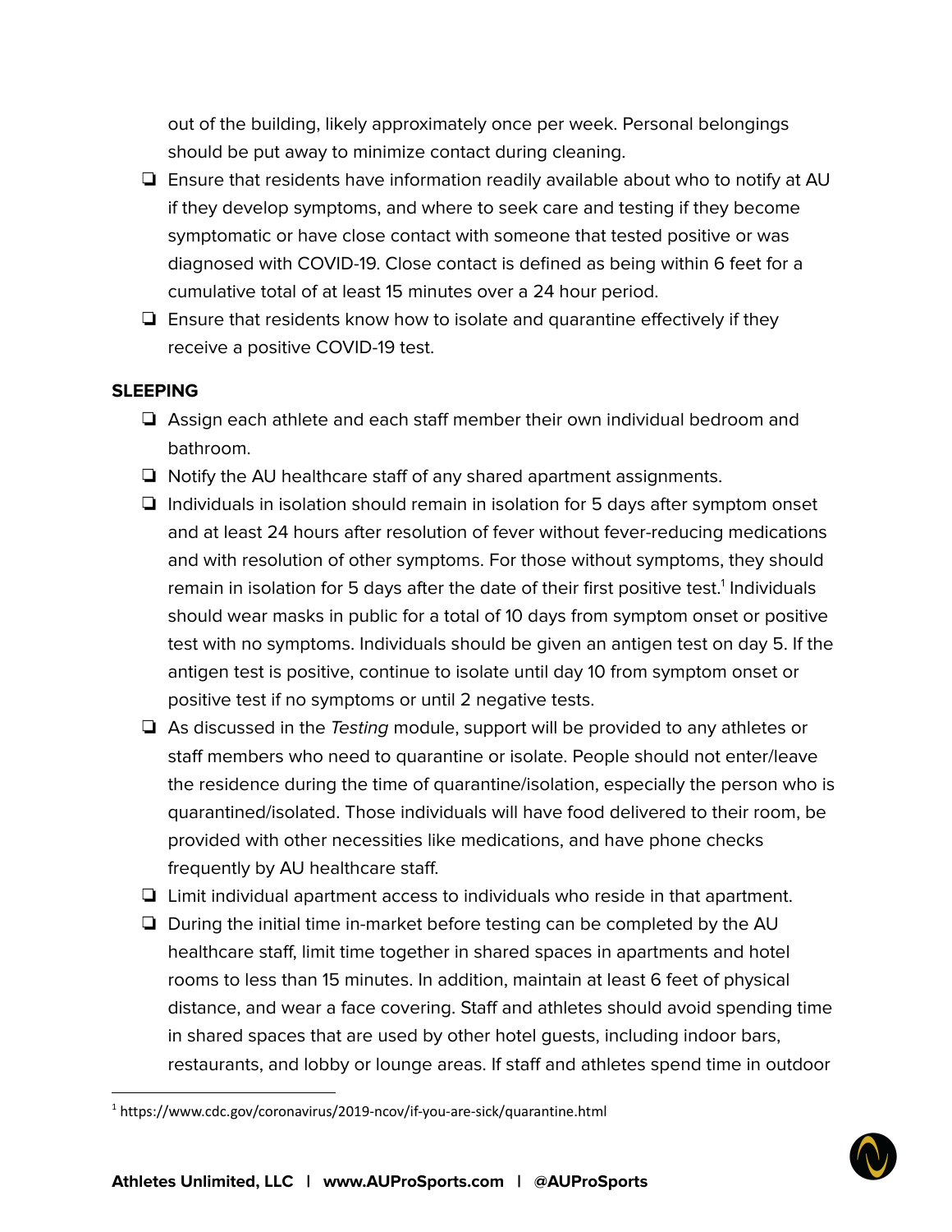out of the building, likely approximately once per week. Personal belongings should be put away to minimize contact during cleaning.

- ❏ Ensure that residents have information readily available about who to notify at AU if they develop symptoms, and where to seek care and testing if they become symptomatic or have close contact with someone that tested positive or was diagnosed with COVID-19. Close contact is defined as being within 6 feet for a cumulative total of at least 15 minutes over a 24 hour period.
- ❏ Ensure that residents know how to isolate and quarantine effectively if they receive a positive COVID-19 test.

**SLEEPING**

- ❏ Assign each athlete and each staff member their own individual bedroom and bathroom.
- ❏ Notify the AU healthcare staff of any shared apartment assignments.
- ❏ Individuals in isolation should remain in isolation for 5 days after symptom onset and at least 24 hours after resolution of fever without fever-reducing medications and with resolution of other symptoms. For those without symptoms, they should remain in isolation for 5 days after the date of their first positive test.[1] Individuals should wear masks in public for a total of 10 days from symptom onset or positive test with no symptoms. Individuals should be given an antigen test on day 5. If the antigen test is positive, continue to isolate until day 10 from symptom onset or positive test if no symptoms or until 2 negative tests.
- ❏ As discussed in the *Testing* module, support will be provided to any athletes or staff members who need to quarantine or isolate. People should not enter/leave the residence during the time of quarantine/isolation, especially the person who is quarantined/isolated. Those individuals will have food delivered to their room, be provided with other necessities like medications, and have phone checks frequently by AU healthcare staff.
- ❏ Limit individual apartment access to individuals who reside in that apartment.
- ❏ During the initial time in-market before testing can be completed by the AU healthcare staff, limit time together in shared spaces in apartments and hotel rooms to less than 15 minutes. In addition, maintain at least 6 feet of physical distance, and wear a face covering. Staff and athletes should avoid spending time in shared spaces that are used by other hotel guests, including indoor bars, restaurants, and lobby or lounge areas. If staff and athletes spend time in outdoor

[1] https://www.cdc.gov/coronavirus/2019-ncov/if-you-are-sick/quarantine.html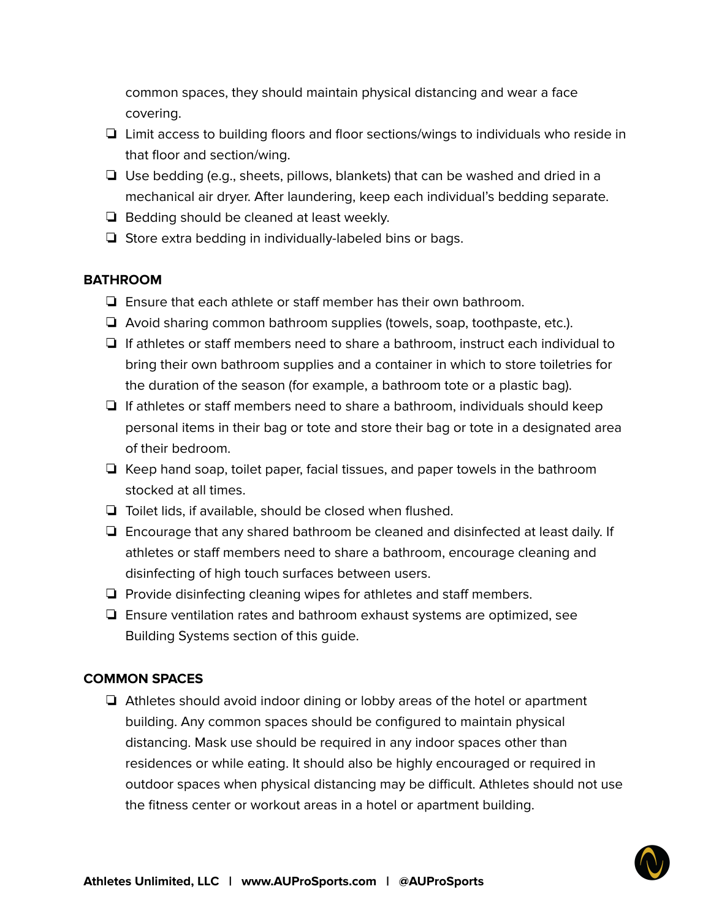common spaces, they should maintain physical distancing and wear a face covering.

- ❏ Limit access to building floors and floor sections/wings to individuals who reside in that floor and section/wing.
- ❏ Use bedding (e.g., sheets, pillows, blankets) that can be washed and dried in a mechanical air dryer. After laundering, keep each individual's bedding separate.
- ❏ Bedding should be cleaned at least weekly.
- ❏ Store extra bedding in individually-labeled bins or bags.

**BATHROOM**

- ❏ Ensure that each athlete or staff member has their own bathroom.
- ❏ Avoid sharing common bathroom supplies (towels, soap, toothpaste, etc.).
- ❏ If athletes or staff members need to share a bathroom, instruct each individual to bring their own bathroom supplies and a container in which to store toiletries for the duration of the season (for example, a bathroom tote or a plastic bag).
- ❏ If athletes or staff members need to share a bathroom, individuals should keep personal items in their bag or tote and store their bag or tote in a designated area of their bedroom.
- ❏ Keep hand soap, toilet paper, facial tissues, and paper towels in the bathroom stocked at all times.
- ❏ Toilet lids, if available, should be closed when flushed.
- ❏ Encourage that any shared bathroom be cleaned and disinfected at least daily. If athletes or staff members need to share a bathroom, encourage cleaning and disinfecting of high touch surfaces between users.
- ❏ Provide disinfecting cleaning wipes for athletes and staff members.
- ❏ Ensure ventilation rates and bathroom exhaust systems are optimized, see Building Systems section of this guide.

**COMMON SPACES**

- ❏ Athletes should avoid indoor dining or lobby areas of the hotel or apartment building. Any common spaces should be configured to maintain physical distancing. Mask use should be required in any indoor spaces other than residences or while eating. It should also be highly encouraged or required in outdoor spaces when physical distancing may be difficult. Athletes should not use the fitness center or workout areas in a hotel or apartment building.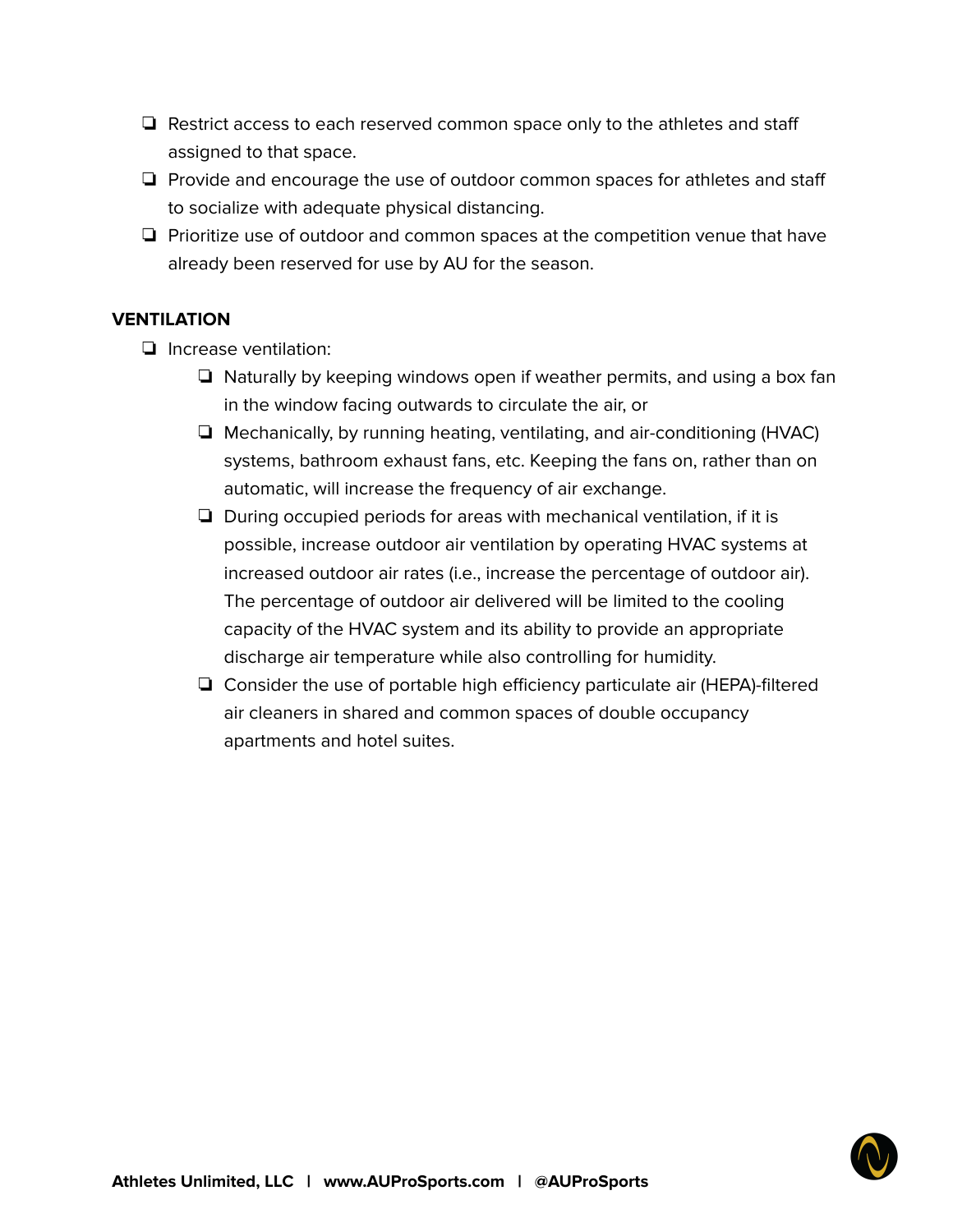- Restrict access to each reserved common space only to the athletes and staff assigned to that space.
- Provide and encourage the use of outdoor common spaces for athletes and staff to socialize with adequate physical distancing.
- Prioritize use of outdoor and common spaces at the competition venue that have already been reserved for use by AU for the season.

**VENTILATION**

- Increase ventilation:
  - Naturally by keeping windows open if weather permits, and using a box fan in the window facing outwards to circulate the air, or
  - Mechanically, by running heating, ventilating, and air-conditioning (HVAC) systems, bathroom exhaust fans, etc. Keeping the fans on, rather than on automatic, will increase the frequency of air exchange.
  - During occupied periods for areas with mechanical ventilation, if it is possible, increase outdoor air ventilation by operating HVAC systems at increased outdoor air rates (i.e., increase the percentage of outdoor air). The percentage of outdoor air delivered will be limited to the cooling capacity of the HVAC system and its ability to provide an appropriate discharge air temperature while also controlling for humidity.
  - Consider the use of portable high efficiency particulate air (HEPA)-filtered air cleaners in shared and common spaces of double occupancy apartments and hotel suites.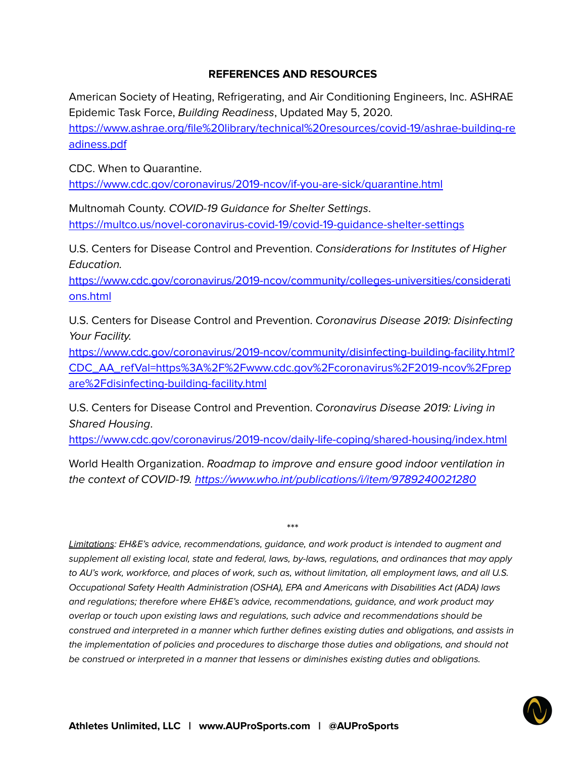## REFERENCES AND RESOURCES

American Society of Heating, Refrigerating, and Air Conditioning Engineers, Inc. ASHRAE Epidemic Task Force, *Building Readiness*, Updated May 5, 2020. https://www.ashrae.org/file%20library/technical%20resources/covid-19/ashrae-building-readiness.pdf

CDC. When to Quarantine. https://www.cdc.gov/coronavirus/2019-ncov/if-you-are-sick/quarantine.html

Multnomah County. *COVID-19 Guidance for Shelter Settings*. https://multco.us/novel-coronavirus-covid-19/covid-19-guidance-shelter-settings

U.S. Centers for Disease Control and Prevention. *Considerations for Institutes of Higher Education.* https://www.cdc.gov/coronavirus/2019-ncov/community/colleges-universities/considerations.html

U.S. Centers for Disease Control and Prevention. *Coronavirus Disease 2019: Disinfecting Your Facility.* https://www.cdc.gov/coronavirus/2019-ncov/community/disinfecting-building-facility.html?CDC_AA_refVal=https%3A%2F%2Fwww.cdc.gov%2Fcoronavirus%2F2019-ncov%2Fprepare%2Fdisinfecting-building-facility.html

U.S. Centers for Disease Control and Prevention. *Coronavirus Disease 2019: Living in Shared Housing*. https://www.cdc.gov/coronavirus/2019-ncov/daily-life-coping/shared-housing/index.html

World Health Organization. *Roadmap to improve and ensure good indoor ventilation in the context of COVID-19. https://www.who.int/publications/i/item/9789240021280*

***

*Limitations: EH&E's advice, recommendations, guidance, and work product is intended to augment and supplement all existing local, state and federal, laws, by-laws, regulations, and ordinances that may apply to AU's work, workforce, and places of work, such as, without limitation, all employment laws, and all U.S. Occupational Safety Health Administration (OSHA), EPA and Americans with Disabilities Act (ADA) laws and regulations; therefore where EH&E's advice, recommendations, guidance, and work product may overlap or touch upon existing laws and regulations, such advice and recommendations should be construed and interpreted in a manner which further defines existing duties and obligations, and assists in the implementation of policies and procedures to discharge those duties and obligations, and should not be construed or interpreted in a manner that lessens or diminishes existing duties and obligations.*